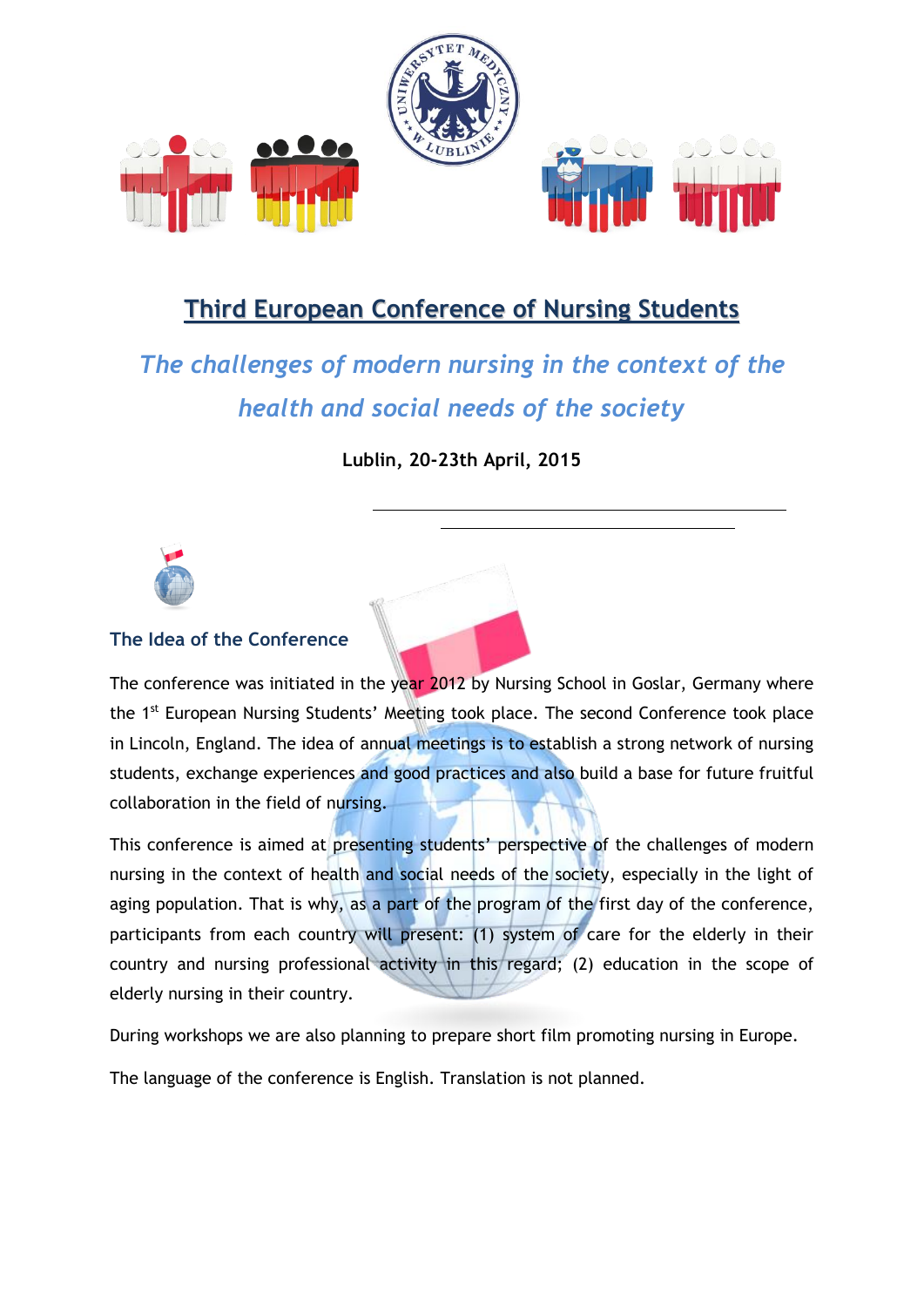# Third European Conference of Nursing Students

## *The challenges of modern nursing in the context of the health and social needs of the society*

**Lublin, 20-23th April, 2015**

### The Idea of the Conference

The conference was initiated in the year 2012 by Nursing School in Goslar, Germany where the 1st European Nursing Students' Meeting took place. The second Conference took place in Lincoln, England. The idea of annual meetings is to establish a strong network of nursing students, exchange experiences and good practices and also build a base for future fruitful collaboration in the field of nursing.

This conference is aimed at presenting students' perspective of the challenges of modern nursing in the context of health and social needs of the society, especially in the light of aging population. That is why, as a part of the program of the first day of the conference, participants from each country will present: (1) system of care for the elderly in their country and nursing professional activity in this regard; (2) education in the scope of elderly nursing in their country.

During workshops we are also planning to prepare short film promoting nursing in Europe.

The language of the conference is English. Translation is not planned.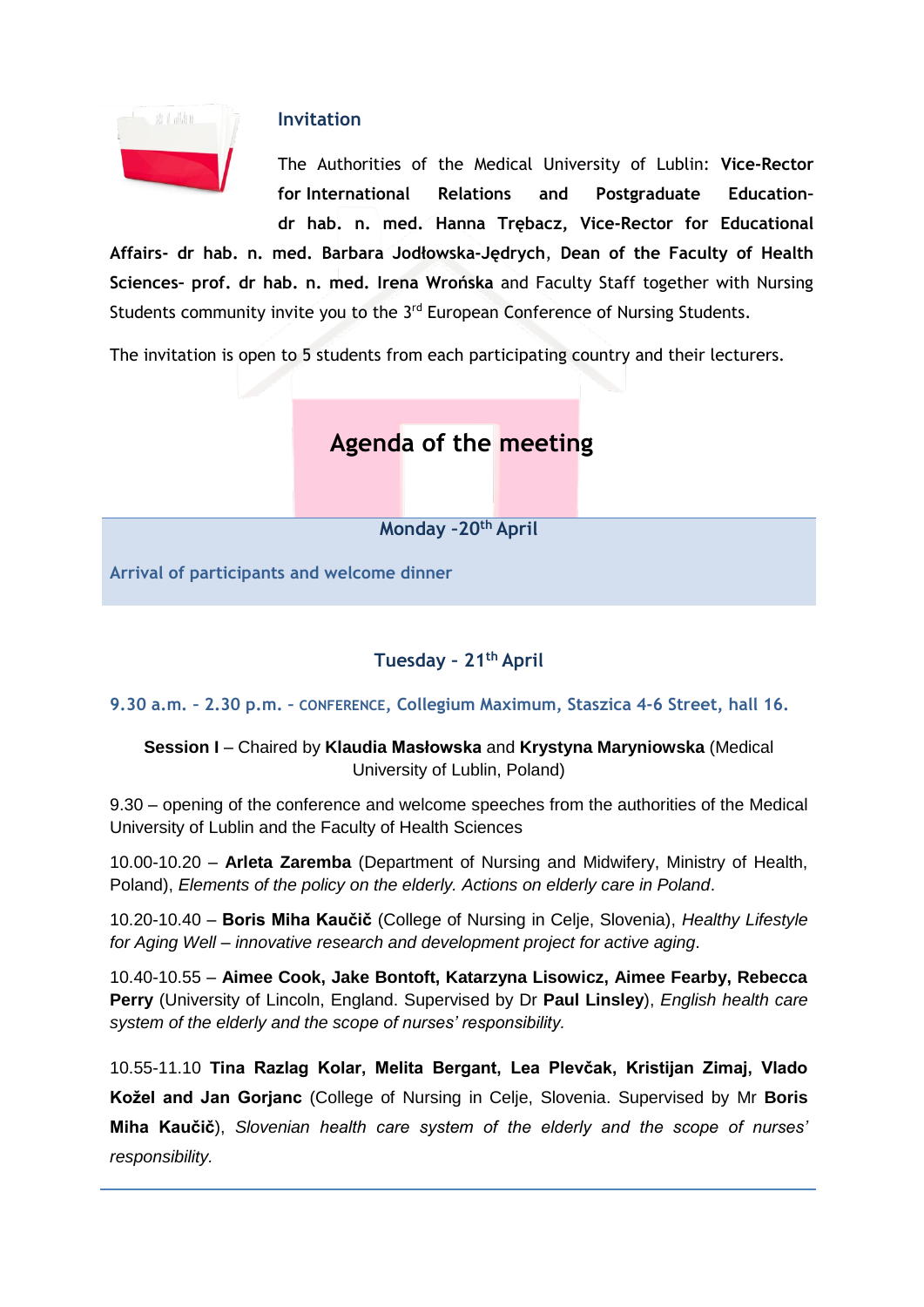## Invitation

The Authorities of the Medical University of Lublin: **Vice-Rector for International Relations and Postgraduate Education- dr hab. n. med. Hanna Trębacz, Vice-Rector for Educational Affairs- dr hab. n. med. Barbara Jodłowska-Jędrych**, **Dean of the Faculty of Health Sciences- prof. dr hab. n. med. Irena Wrońska** and Faculty Staff together with Nursing Students community invite you to the 3rd European Conference of Nursing Students.

The invitation is open to 5 students from each participating country and their lecturers.

# Agenda of the meeting

### Monday –20th April

**Arrival of participants and welcome dinner**

### Tuesday – 21th April

**9.30 a.m. – 2.30 p.m. – CONFERENCE, Collegium Maximum, Staszica 4-6 Street, hall 16.**

**Session I** – Chaired by **Klaudia Masłowska** and **Krystyna Maryniowska** (Medical University of Lublin, Poland)

9.30 – opening of the conference and welcome speeches from the authorities of the Medical University of Lublin and the Faculty of Health Sciences

10.00-10.20 – **Arleta Zaremba** (Department of Nursing and Midwifery, Ministry of Health, Poland), *Elements of the policy on the elderly. Actions on elderly care in Poland*.

10.20-10.40 – **Boris Miha Kaučič** (College of Nursing in Celje, Slovenia), *Healthy Lifestyle for Aging Well – innovative research and development project for active aging*.

10.40-10.55 – **Aimee Cook, Jake Bontoft, Katarzyna Lisowicz, Aimee Fearby, Rebecca Perry** (University of Lincoln, England. Supervised by Dr **Paul Linsley**), *English health care system of the elderly and the scope of nurses' responsibility.*

10.55-11.10 **Tina Razlag Kolar, Melita Bergant, Lea Plevčak, Kristijan Zimaj, Vlado Koželand Jan Gorjanc** (College of Nursing in Celje, Slovenia. Supervised by Mr **Boris Miha Kaučič**), *Slovenian health care system of the elderly and the scope of nurses' responsibility.*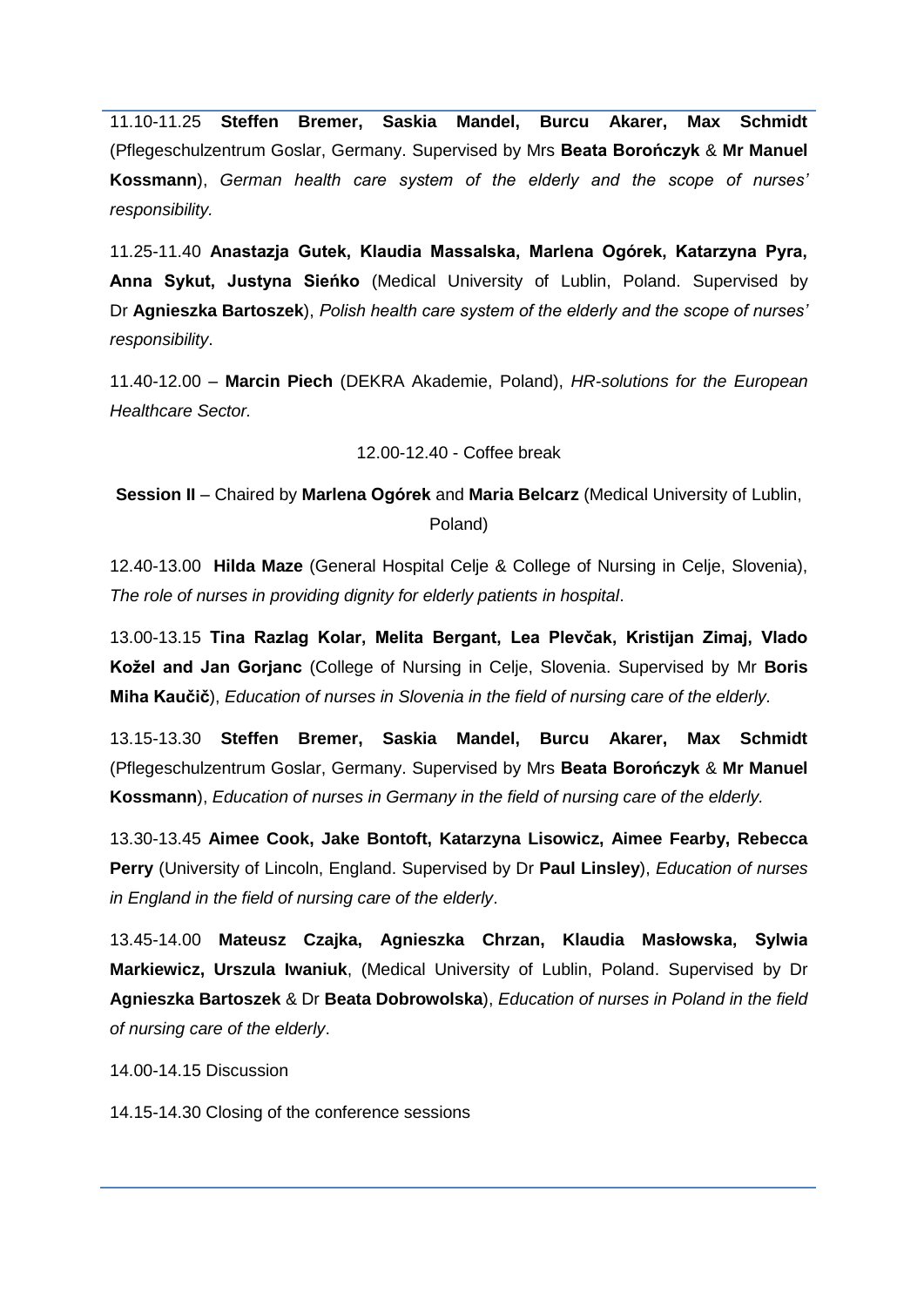11.10-11.25 **Steffen Bremer, Saskia Mandel, Burcu Akarer, Max Schmidt** (Pflegeschulzentrum Goslar, Germany. Supervised by Mrs **Beata Borończyk** & **Mr Manuel Kossmann**), *German health care system of the elderly and the scope of nurses' responsibility.*

11.25-11.40 **Anastazja Gutek, Klaudia Massalska, Marlena Ogórek, Katarzyna Pyra, Anna Sykut, Justyna Sieńko** (Medical University of Lublin, Poland. Supervised by Dr **Agnieszka Bartoszek**), *Polish health care system of the elderly and the scope of nurses' responsibility*.

11.40-12.00 – **Marcin Piech** (DEKRA Akademie, Poland), *HR-solutions for the European Healthcare Sector.*

12.00-12.40 - Coffee break

**Session II** – Chaired by **Marlena Ogórek** and **Maria Belcarz** (Medical University of Lublin, Poland)

12.40-13.00 **Hilda Maze** (General Hospital Celje & College of Nursing in Celje, Slovenia), *The role of nurses in providing dignity for elderly patients in hospital*.

13.00-13.15 **Tina Razlag Kolar, Melita Bergant, Lea Plevčak, Kristijan Zimaj, Vlado Koželand Jan Gorjanc** (College of Nursing in Celje, Slovenia. Supervised by Mr **Boris Miha Kaučič**), *Education of nurses in Slovenia in the field of nursing care of the elderly.*

13.15-13.30 **Steffen Bremer, Saskia Mandel, Burcu Akarer, Max Schmidt** (Pflegeschulzentrum Goslar, Germany. Supervised by Mrs **Beata Borończyk** & **Mr Manuel Kossmann**), *Education of nurses in Germany in the field of nursing care of the elderly.*

13.30-13.45 **Aimee Cook, Jake Bontoft, Katarzyna Lisowicz, Aimee Fearby, Rebecca Perry** (University of Lincoln, England. Supervised by Dr **Paul Linsley**), *Education of nurses in England in the field of nursing care of the elderly*.

13.45-14.00 **Mateusz Czajka, Agnieszka Chrzan, Klaudia Masłowska, Sylwia Markiewicz, Urszula Iwaniuk**, (Medical University of Lublin, Poland. Supervised by Dr **Agnieszka Bartoszek** & Dr **Beata Dobrowolska**), *Education of nurses in Poland in the field of nursing care of the elderly*.

14.00-14.15 Discussion

14.15-14.30 Closing of the conference sessions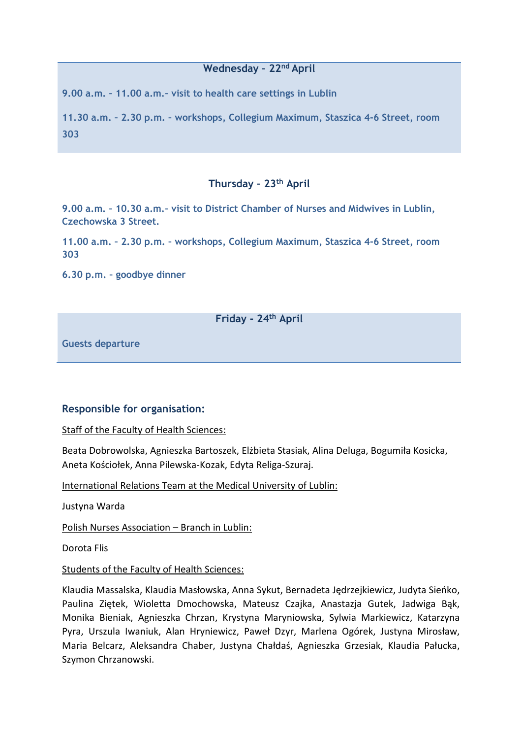### Wednesday – 22nd April

**9.00 a.m. – 11.00 a.m.- visit to health care settings in Lublin**

**11.30 a.m. – 2.30 p.m. – workshops, Collegium Maximum, Staszica 4-6 Street, room 303**

### Thursday – 23th April

**9.00 a.m. – 10.30 a.m.- visit to District Chamber of Nurses and Midwives in Lublin, Czechowska 3 Street.**

**11.00 a.m. – 2.30 p.m. – workshops, Collegium Maximum, Staszica 4-6 Street, room 303**

**6.30 p.m. – goodbye dinner**

### Friday - 24th April

**Guests departure**

### Responsible for organisation:

Staff of the Faculty of Health Sciences:

Beata Dobrowolska, Agnieszka Bartoszek, Elżbieta Stasiak, Alina Deluga, Bogumiła Kosicka, Aneta Kościołek, Anna Pilewska-Kozak, Edyta Religa-Szuraj.

International Relations Team at the Medical University of Lublin:

Justyna Warda

Polish Nurses Association – Branch in Lublin:

Dorota Flis

Students of the Faculty of Health Sciences:

Klaudia Massalska, Klaudia Masłowska, Anna Sykut, Bernadeta Jędrzejkiewicz, Judyta Sieńko, Paulina Ziętek, Wioletta Dmochowska, Mateusz Czajka, Anastazja Gutek, Jadwiga Bąk, Monika Bieniak, Agnieszka Chrzan, Krystyna Maryniowska, Sylwia Markiewicz, Katarzyna Pyra, Urszula Iwaniuk, Alan Hryniewicz, Paweł Dzyr, Marlena Ogórek, Justyna Mirosław, Maria Belcarz, Aleksandra Chaber, Justyna Chałdaś, Agnieszka Grzesiak, Klaudia Pałucka, Szymon Chrzanowski.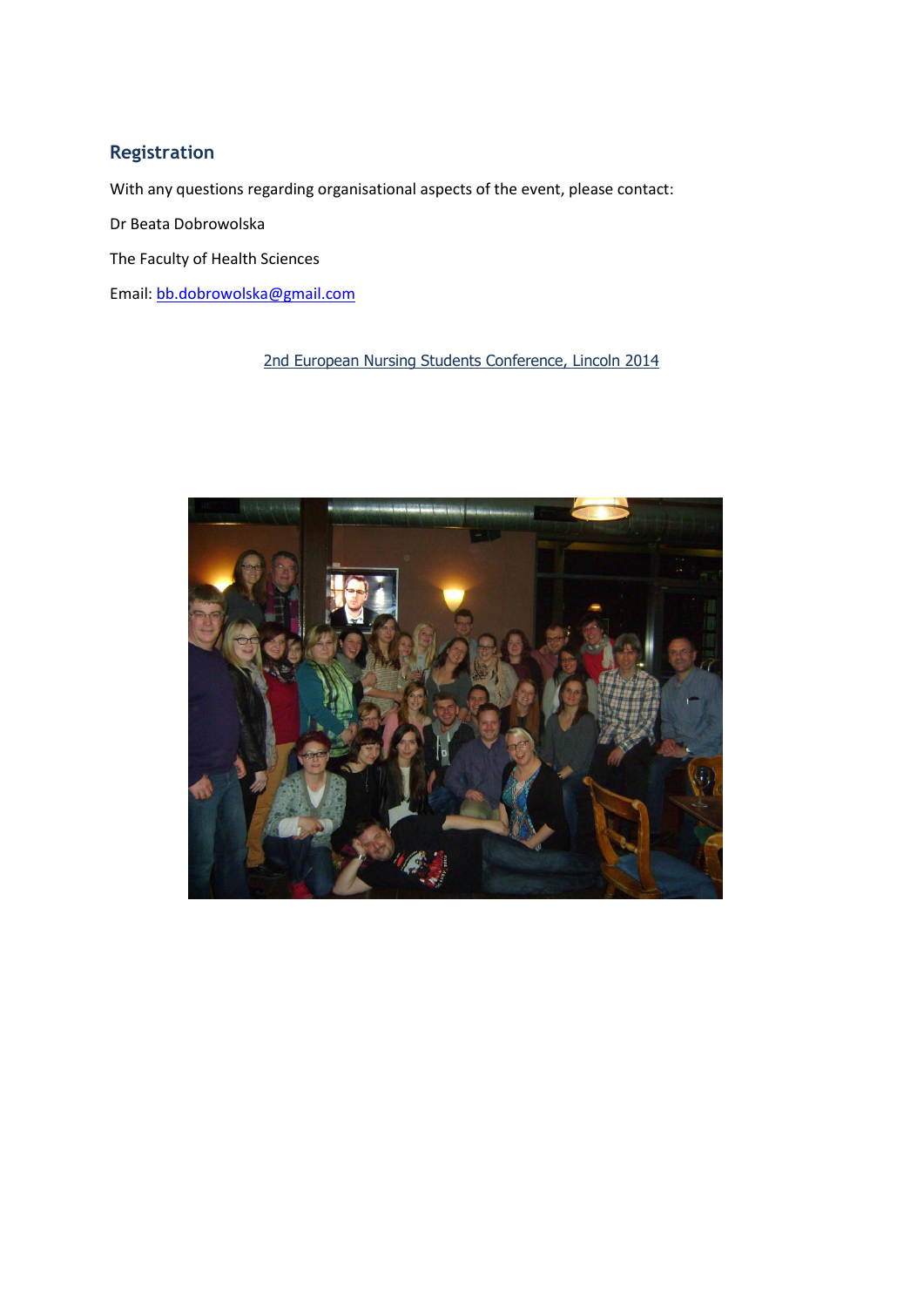## Registration

With any questions regarding organisational aspects of the event, please contact:

Dr Beata Dobrowolska

The Faculty of Health Sciences

Email: bb.dobrowolska@gmail.com

2nd European Nursing Students Conference, Lincoln 2014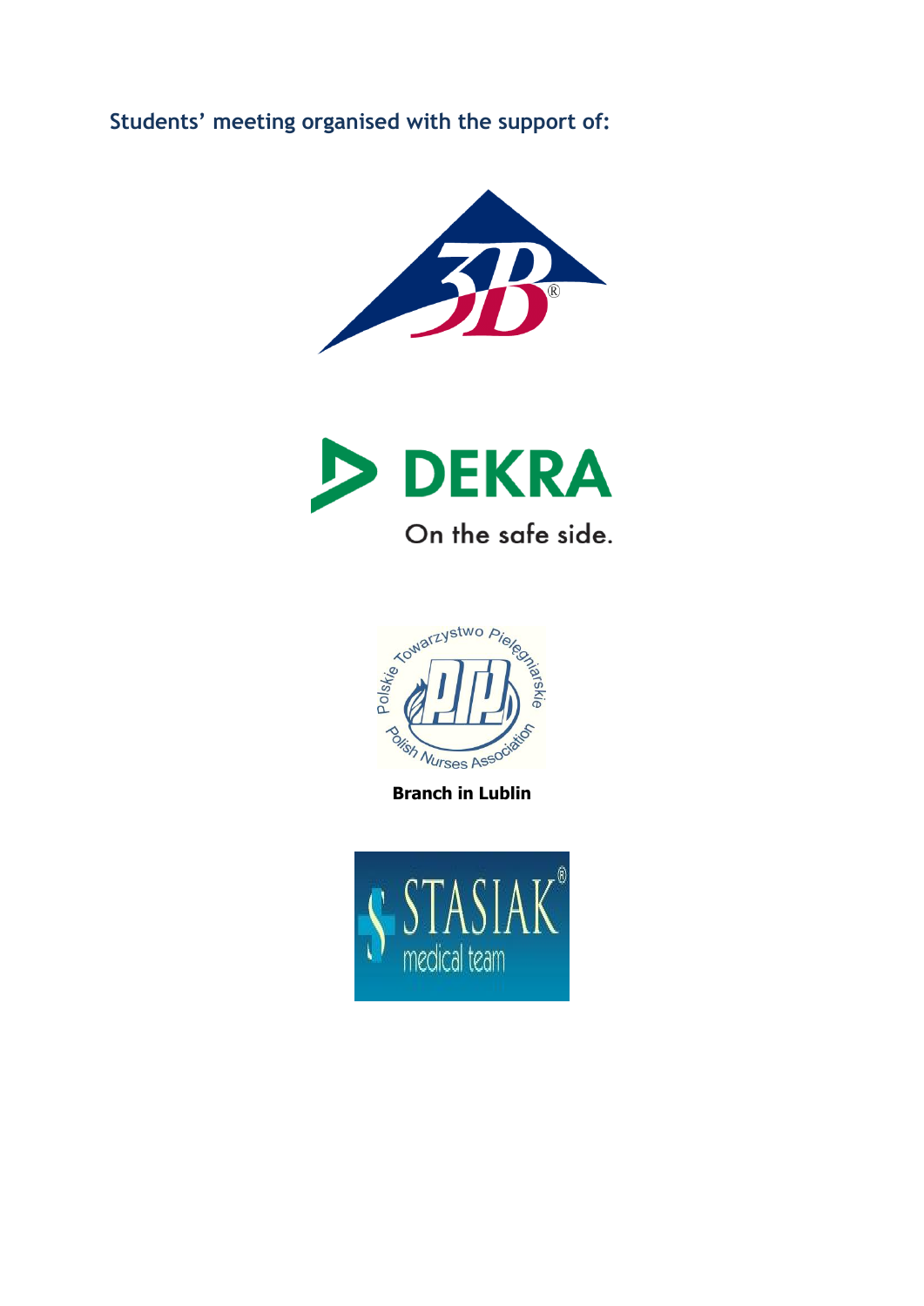**Students' meeting organised with the support of:**

3B

DEKRA

On the safe side.

Polskie Towarzystwo Pielęgniarskie

Polish Nurses Association

**Branch in Lublin**

STASIAK medical team